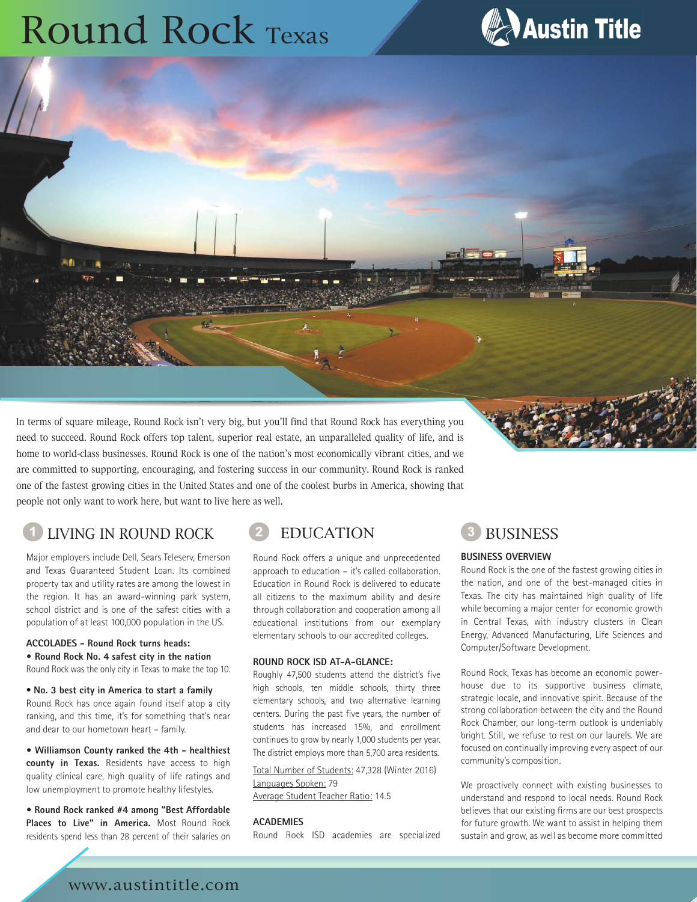# Round Rock Texas

Austin Title

In terms of square mileage, Round Rock isn't very big, but you'll find that Round Rock has everything you need to succeed. Round Rock offers top talent, superior real estate, an unparalleled quality of life, and is home to world-class businesses. Round Rock is one of the nation's most economically vibrant cities, and we are committed to supporting, encouraging, and fostering success in our community. Round Rock is ranked one of the fastest growing cities in the United States and one of the coolest burbs in America, showing that people not only want to work here, but want to live here as well.

## 1 LIVING IN ROUND ROCK

Major employers include Dell, Sears Teleserv, Emerson and Texas Guaranteed Student Loan. Its combined property tax and utility rates are among the lowest in the region. It has an award-winning park system, school district and is one of the safest cities with a population of at least 100,000 population in the US.

**ACCOLADES - Round Rock turns heads:**

- **Round Rock No. 4 safest city in the nation**
  Round Rock was the only city in Texas to make the top 10.

- **No. 3 best city in America to start a family**
  Round Rock has once again found itself atop a city ranking, and this time, it's for something that's near and dear to our hometown heart – family.

- **Williamson County ranked the 4th - healthiest county in Texas.** Residents have access to high quality clinical care, high quality of life ratings and low unemployment to promote healthy lifestyles.

- **Round Rock ranked #4 among "Best Affordable Places to Live" in America.** Most Round Rock residents spend less than 28 percent of their salaries on

## 2 EDUCATION

Round Rock offers a unique and unprecedented approach to education – it's called collaboration. Education in Round Rock is delivered to educate all citizens to the maximum ability and desire through collaboration and cooperation among all educational institutions from our exemplary elementary schools to our accredited colleges.

**ROUND ROCK ISD AT-A-GLANCE:**

Roughly 47,500 students attend the district's five high schools, ten middle schools, thirty three elementary schools, and two alternative learning centers. During the past five years, the number of students has increased 15%, and enrollment continues to grow by nearly 1,000 students per year. The district employs more than 5,700 area residents.

Total Number of Students: 47,328 (Winter 2016)
Languages Spoken: 79
Average Student Teacher Ratio: 14.5

**ACADEMIES**

Round Rock ISD academies are specialized

## 3 BUSINESS

**BUSINESS OVERVIEW**

Round Rock is the one of the fastest growing cities in the nation, and one of the best-managed cities in Texas. The city has maintained high quality of life while becoming a major center for economic growth in Central Texas, with industry clusters in Clean Energy, Advanced Manufacturing, Life Sciences and Computer/Software Development.

Round Rock, Texas has become an economic powerhouse due to its supportive business climate, strategic locale, and innovative spirit. Because of the strong collaboration between the city and the Round Rock Chamber, our long-term outlook is undeniably bright. Still, we refuse to rest on our laurels. We are focused on continually improving every aspect of our community's composition.

We proactively connect with existing businesses to understand and respond to local needs. Round Rock believes that our existing firms are our best prospects for future growth. We want to assist in helping them sustain and grow, as well as become more committed

www.austintitle.com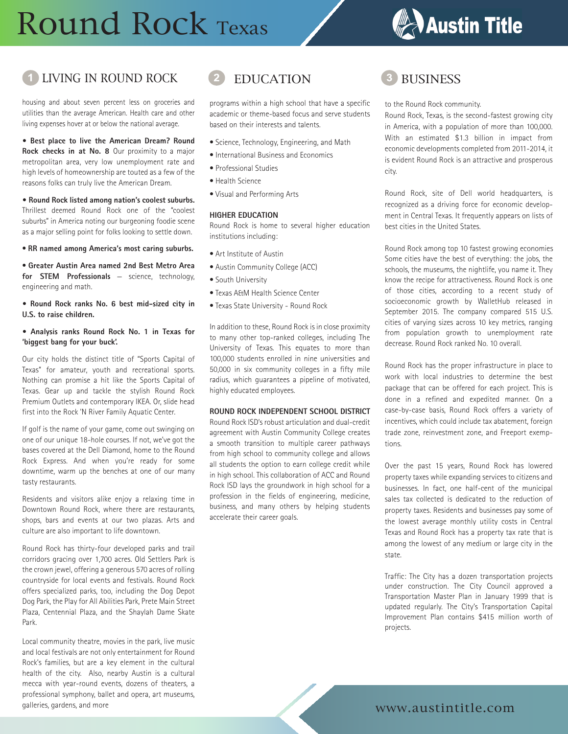## 1 LIVING IN ROUND ROCK

housing and about seven percent less on groceries and utilities than the average American. Health care and other living expenses hover at or below the national average.

• **Best place to live the American Dream? Round Rock checks in at No. 8** Our proximity to a major metropolitan area, very low unemployment rate and high levels of homeownership are touted as a few of the reasons folks can truly live the American Dream.

• **Round Rock listed among nation's coolest suburbs.** Thrillest deemed Round Rock one of the "coolest suburbs" in America noting our burgeoning foodie scene as a major selling point for folks looking to settle down.

• **RR named among America's most caring suburbs.**

• **Greater Austin Area named 2nd Best Metro Area for STEM Professionals** – science, technology, engineering and math.

• **Round Rock ranks No. 6 best mid-sized city in U.S. to raise children.**

• **Analysis ranks Round Rock No. 1 in Texas for 'biggest bang for your buck'.**

Our city holds the distinct title of "Sports Capital of Texas" for amateur, youth and recreational sports. Nothing can promise a hit like the Sports Capital of Texas. Gear up and tackle the stylish Round Rock Premium Outlets and contemporary IKEA. Or, slide head first into the Rock 'N River Family Aquatic Center.

If golf is the name of your game, come out swinging on one of our unique 18-hole courses. If not, we've got the bases covered at the Dell Diamond, home to the Round Rock Express. And when you're ready for some downtime, warm up the benches at one of our many tasty restaurants.

Residents and visitors alike enjoy a relaxing time in Downtown Round Rock, where there are restaurants, shops, bars and events at our two plazas. Arts and culture are also important to life downtown.

Round Rock has thirty-four developed parks and trail corridors gracing over 1,700 acres. Old Settlers Park is the crown jewel, offering a generous 570 acres of rolling countryside for local events and festivals. Round Rock offers specialized parks, too, including the Dog Depot Dog Park, the Play for All Abilities Park, Prete Main Street Plaza, Centennial Plaza, and the Shaylah Dame Skate Park.

Local community theatre, movies in the park, live music and local festivals are not only entertainment for Round Rock's families, but are a key element in the cultural health of the city. Also, nearby Austin is a cultural mecca with year-round events, dozens of theaters, a professional symphony, ballet and opera, art museums, galleries, gardens, and more

## 2 EDUCATION

programs within a high school that have a specific academic or theme-based focus and serve students based on their interests and talents.

- Science, Technology, Engineering, and Math
- International Business and Economics
- Professional Studies
- Health Science
- Visual and Performing Arts

### HIGHER EDUCATION

Round Rock is home to several higher education institutions including:

- Art Institute of Austin
- Austin Community College (ACC)
- South University
- Texas A&M Health Science Center
- Texas State University - Round Rock

In addition to these, Round Rock is in close proximity to many other top-ranked colleges, including The University of Texas. This equates to more than 100,000 students enrolled in nine universities and 50,000 in six community colleges in a fifty mile radius, which guarantees a pipeline of motivated, highly educated employees.

### ROUND ROCK INDEPENDENT SCHOOL DISTRICT

Round Rock ISD's robust articulation and dual-credit agreement with Austin Community College creates a smooth transition to multiple career pathways from high school to community college and allows all students the option to earn college credit while in high school. This collaboration of ACC and Round Rock ISD lays the groundwork in high school for a profession in the fields of engineering, medicine, business, and many others by helping students accelerate their career goals.

## 3 BUSINESS

to the Round Rock community.

Round Rock, Texas, is the second-fastest growing city in America, with a population of more than 100,000. With an estimated $1.3 billion in impact from economic developments completed from 2011-2014, it is evident Round Rock is an attractive and prosperous city.

Round Rock, site of Dell world headquarters, is recognized as a driving force for economic development in Central Texas. It frequently appears on lists of best cities in the United States.

Round Rock among top 10 fastest growing economies Some cities have the best of everything: the jobs, the schools, the museums, the nightlife, you name it. They know the recipe for attractiveness. Round Rock is one of those cities, according to a recent study of socioeconomic growth by WalletHub released in September 2015. The company compared 515 U.S. cities of varying sizes across 10 key metrics, ranging from population growth to unemployment rate decrease. Round Rock ranked No. 10 overall.

Round Rock has the proper infrastructure in place to work with local industries to determine the best package that can be offered for each project. This is done in a refined and expedited manner. On a case-by-case basis, Round Rock offers a variety of incentives, which could include tax abatement, foreign trade zone, reinvestment zone, and Freeport exemptions.

Over the past 15 years, Round Rock has lowered property taxes while expanding services to citizens and businesses. In fact, one half-cent of the municipal sales tax collected is dedicated to the reduction of property taxes. Residents and businesses pay some of the lowest average monthly utility costs in Central Texas and Round Rock has a property tax rate that is among the lowest of any medium or large city in the state.

Traffic: The City has a dozen transportation projects under construction. The City Council approved a Transportation Master Plan in January 1999 that is updated regularly. The City's Transportation Capital Improvement Plan contains $415 million worth of projects.